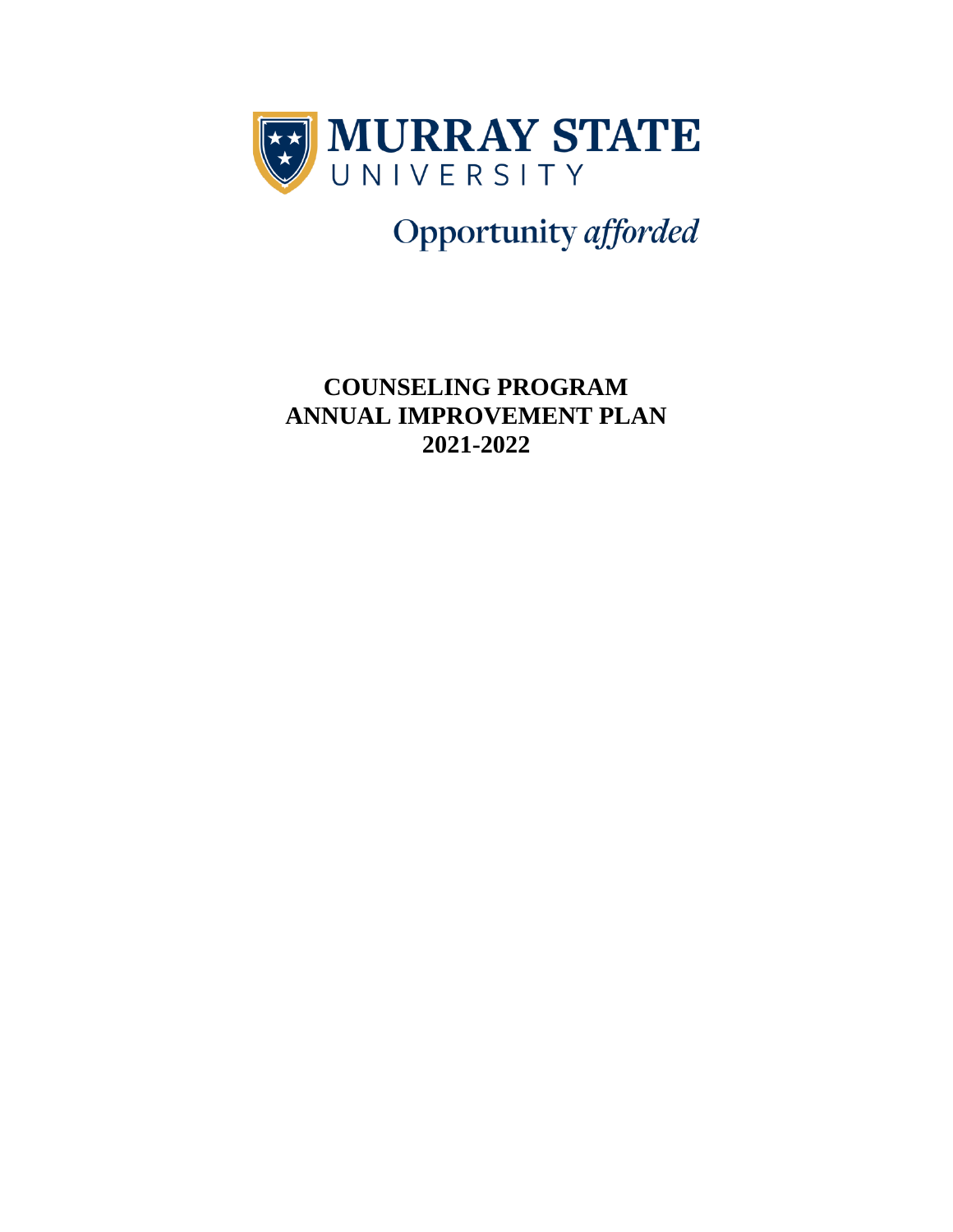MURRAY STATE
UNIVERSITY

Opportunity *afforded*

# COUNSELING PROGRAM ANNUAL IMPROVEMENT PLAN 2021-2022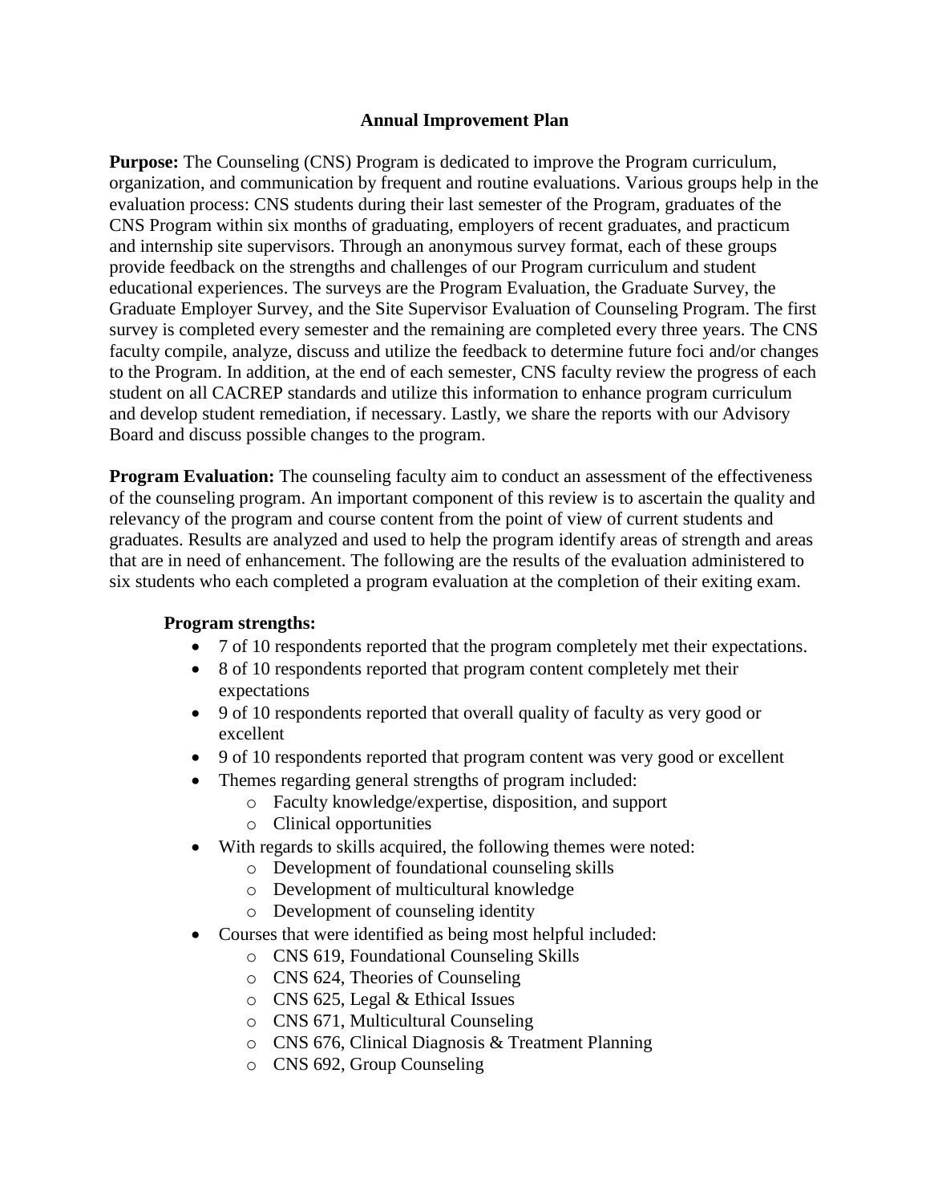## Annual Improvement Plan

**Purpose:** The Counseling (CNS) Program is dedicated to improve the Program curriculum, organization, and communication by frequent and routine evaluations. Various groups help in the evaluation process: CNS students during their last semester of the Program, graduates of the CNS Program within six months of graduating, employers of recent graduates, and practicum and internship site supervisors. Through an anonymous survey format, each of these groups provide feedback on the strengths and challenges of our Program curriculum and student educational experiences. The surveys are the Program Evaluation, the Graduate Survey, the Graduate Employer Survey, and the Site Supervisor Evaluation of Counseling Program. The first survey is completed every semester and the remaining are completed every three years. The CNS faculty compile, analyze, discuss and utilize the feedback to determine future foci and/or changes to the Program. In addition, at the end of each semester, CNS faculty review the progress of each student on all CACREP standards and utilize this information to enhance program curriculum and develop student remediation, if necessary. Lastly, we share the reports with our Advisory Board and discuss possible changes to the program.

**Program Evaluation:** The counseling faculty aim to conduct an assessment of the effectiveness of the counseling program. An important component of this review is to ascertain the quality and relevancy of the program and course content from the point of view of current students and graduates. Results are analyzed and used to help the program identify areas of strength and areas that are in need of enhancement. The following are the results of the evaluation administered to six students who each completed a program evaluation at the completion of their exiting exam.

**Program strengths:**

- 7 of 10 respondents reported that the program completely met their expectations.
- 8 of 10 respondents reported that program content completely met their expectations
- 9 of 10 respondents reported that overall quality of faculty as very good or excellent
- 9 of 10 respondents reported that program content was very good or excellent
- Themes regarding general strengths of program included:
  - Faculty knowledge/expertise, disposition, and support
  - Clinical opportunities
- With regards to skills acquired, the following themes were noted:
  - Development of foundational counseling skills
  - Development of multicultural knowledge
  - Development of counseling identity
- Courses that were identified as being most helpful included:
  - CNS 619, Foundational Counseling Skills
  - CNS 624, Theories of Counseling
  - CNS 625, Legal & Ethical Issues
  - CNS 671, Multicultural Counseling
  - CNS 676, Clinical Diagnosis & Treatment Planning
  - CNS 692, Group Counseling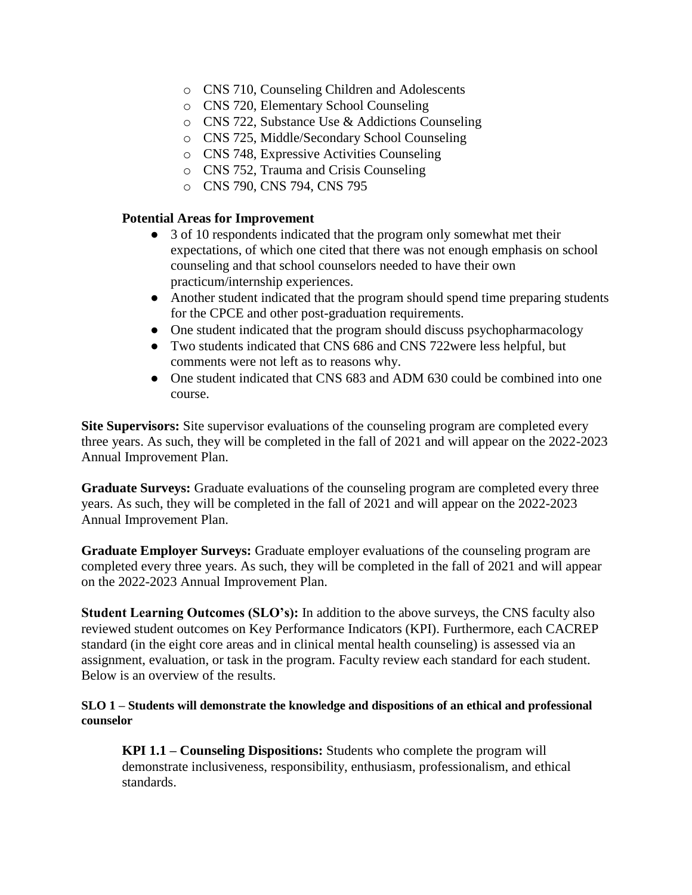- CNS 710, Counseling Children and Adolescents
  - CNS 720, Elementary School Counseling
  - CNS 722, Substance Use & Addictions Counseling
  - CNS 725, Middle/Secondary School Counseling
  - CNS 748, Expressive Activities Counseling
  - CNS 752, Trauma and Crisis Counseling
  - CNS 790, CNS 794, CNS 795

**Potential Areas for Improvement**

- 3 of 10 respondents indicated that the program only somewhat met their expectations, of which one cited that there was not enough emphasis on school counseling and that school counselors needed to have their own practicum/internship experiences.
- Another student indicated that the program should spend time preparing students for the CPCE and other post-graduation requirements.
- One student indicated that the program should discuss psychopharmacology
- Two students indicated that CNS 686 and CNS 722were less helpful, but comments were not left as to reasons why.
- One student indicated that CNS 683 and ADM 630 could be combined into one course.

**Site Supervisors:** Site supervisor evaluations of the counseling program are completed every three years. As such, they will be completed in the fall of 2021 and will appear on the 2022-2023 Annual Improvement Plan.

**Graduate Surveys:** Graduate evaluations of the counseling program are completed every three years. As such, they will be completed in the fall of 2021 and will appear on the 2022-2023 Annual Improvement Plan.

**Graduate Employer Surveys:** Graduate employer evaluations of the counseling program are completed every three years. As such, they will be completed in the fall of 2021 and will appear on the 2022-2023 Annual Improvement Plan.

**Student Learning Outcomes (SLO's):** In addition to the above surveys, the CNS faculty also reviewed student outcomes on Key Performance Indicators (KPI). Furthermore, each CACREP standard (in the eight core areas and in clinical mental health counseling) is assessed via an assignment, evaluation, or task in the program. Faculty review each standard for each student. Below is an overview of the results.

#### SLO 1 – Students will demonstrate the knowledge and dispositions of an ethical and professional counselor

**KPI 1.1 – Counseling Dispositions:** Students who complete the program will demonstrate inclusiveness, responsibility, enthusiasm, professionalism, and ethical standards.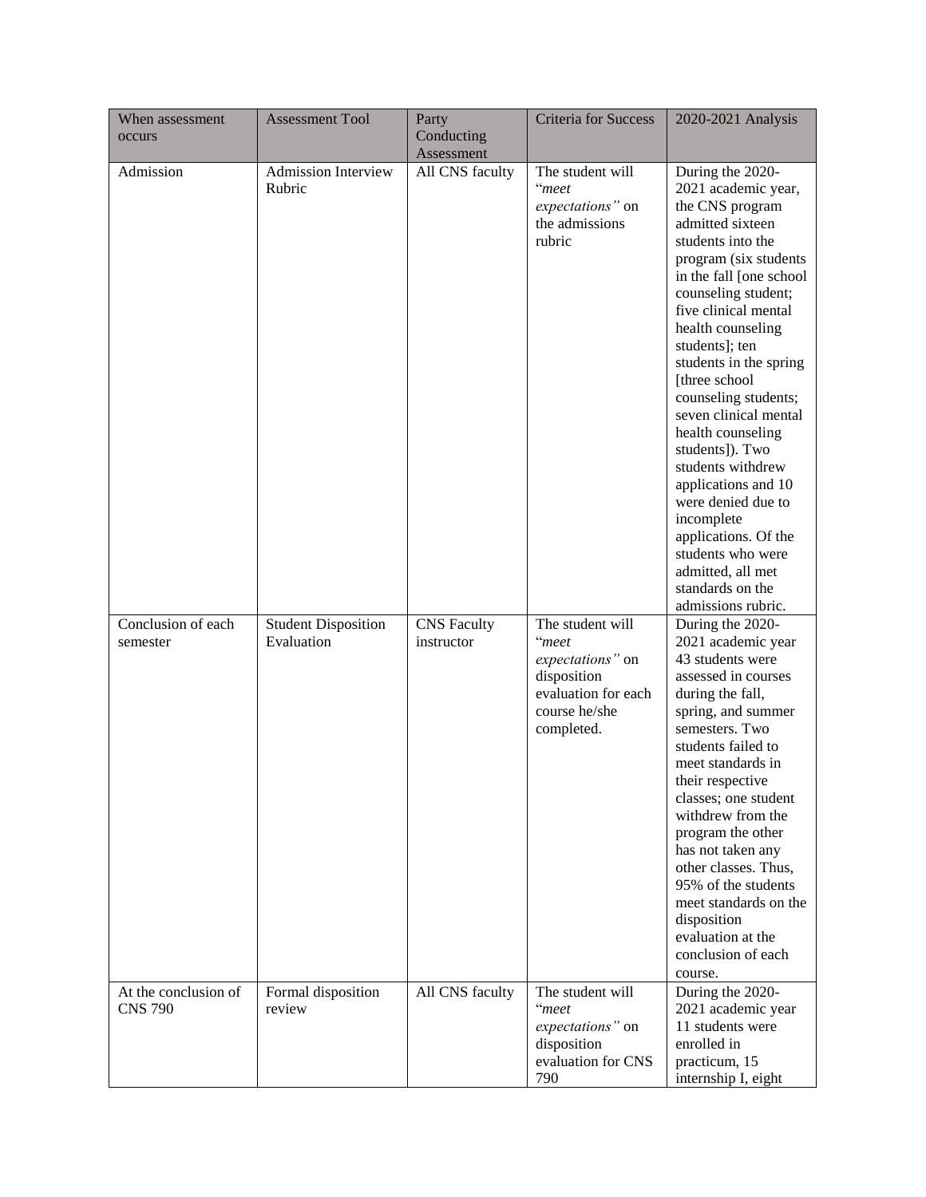| When assessment occurs | Assessment Tool | Party Conducting Assessment | Criteria for Success | 2020-2021 Analysis |
| --- | --- | --- | --- | --- |
| Admission | Admission Interview Rubric | All CNS faculty | The student will "*meet expectations"* on the admissions rubric | During the 2020-2021 academic year, the CNS program admitted sixteen students into the program (six students in the fall [one school counseling student; five clinical mental health counseling students]; ten students in the spring [three school counseling students; seven clinical mental health counseling students]). Two students withdrew applications and 10 were denied due to incomplete applications. Of the students who were admitted, all met standards on the admissions rubric. |
| Conclusion of each semester | Student Disposition Evaluation | CNS Faculty instructor | The student will "*meet expectations"* on disposition evaluation for each course he/she completed. | During the 2020-2021 academic year 43 students were assessed in courses during the fall, spring, and summer semesters. Two students failed to meet standards in their respective classes; one student withdrew from the program the other has not taken any other classes. Thus, 95% of the students meet standards on the disposition evaluation at the conclusion of each course. |
| At the conclusion of CNS 790 | Formal disposition review | All CNS faculty | The student will "*meet expectations"* on disposition evaluation for CNS 790 | During the 2020-2021 academic year 11 students were enrolled in practicum, 15 internship I, eight |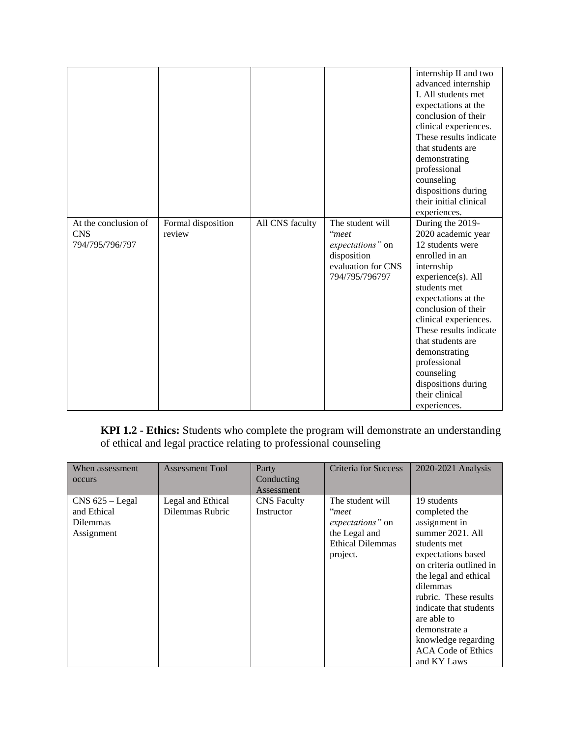| | | | | internship II and two advanced internship I. All students met expectations at the conclusion of their clinical experiences. These results indicate that students are demonstrating professional counseling dispositions during their initial clinical experiences. |
|---|---|---|---|---|
| At the conclusion of CNS 794/795/796/797 | Formal disposition review | All CNS faculty | The student will "*meet expectations"* on disposition evaluation for CNS 794/795/796797 | During the 2019-2020 academic year 12 students were enrolled in an internship experience(s). All students met expectations at the conclusion of their clinical experiences. These results indicate that students are demonstrating professional counseling dispositions during their clinical experiences. |

**KPI 1.2 - Ethics:** Students who complete the program will demonstrate an understanding of ethical and legal practice relating to professional counseling

| When assessment occurs | Assessment Tool | Party Conducting Assessment | Criteria for Success | 2020-2021 Analysis |
|---|---|---|---|---|
| CNS 625 – Legal and Ethical Dilemmas Assignment | Legal and Ethical Dilemmas Rubric | CNS Faculty Instructor | The student will "*meet expectations"* on the Legal and Ethical Dilemmas project. | 19 students completed the assignment in summer 2021. All students met expectations based on criteria outlined in the legal and ethical dilemmas rubric. These results indicate that students are able to demonstrate a knowledge regarding ACA Code of Ethics and KY Laws |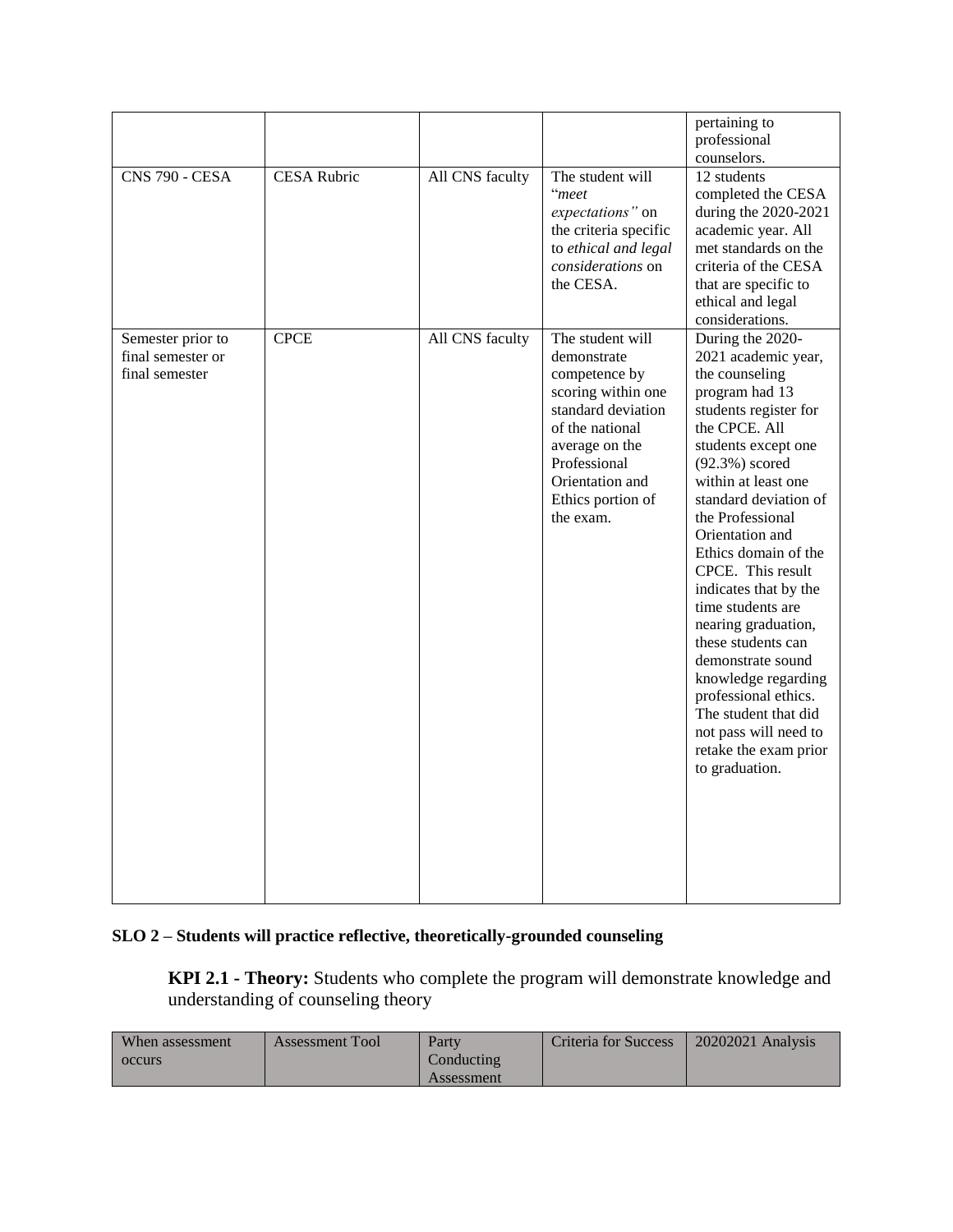|  |  |  |  | pertaining to professional counselors. |
|---|---|---|---|---|
| CNS 790 - CESA | CESA Rubric | All CNS faculty | The student will "*meet expectations"* on the criteria specific to *ethical and legal considerations* on the CESA. | 12 students completed the CESA during the 2020-2021 academic year. All met standards on the criteria of the CESA that are specific to ethical and legal considerations. |
| Semester prior to final semester or final semester | CPCE | All CNS faculty | The student will demonstrate competence by scoring within one standard deviation of the national average on the Professional Orientation and Ethics portion of the exam. | During the 2020-2021 academic year, the counseling program had 13 students register for the CPCE. All students except one (92.3%) scored within at least one standard deviation of the Professional Orientation and Ethics domain of the CPCE. This result indicates that by the time students are nearing graduation, these students can demonstrate sound knowledge regarding professional ethics. The student that did not pass will need to retake the exam prior to graduation. |

**SLO 2 – Students will practice reflective, theoretically-grounded counseling**

**KPI 2.1 - Theory:** Students who complete the program will demonstrate knowledge and understanding of counseling theory

| When assessment occurs | Assessment Tool | Party Conducting Assessment | Criteria for Success | 20202021 Analysis |
|---|---|---|---|---|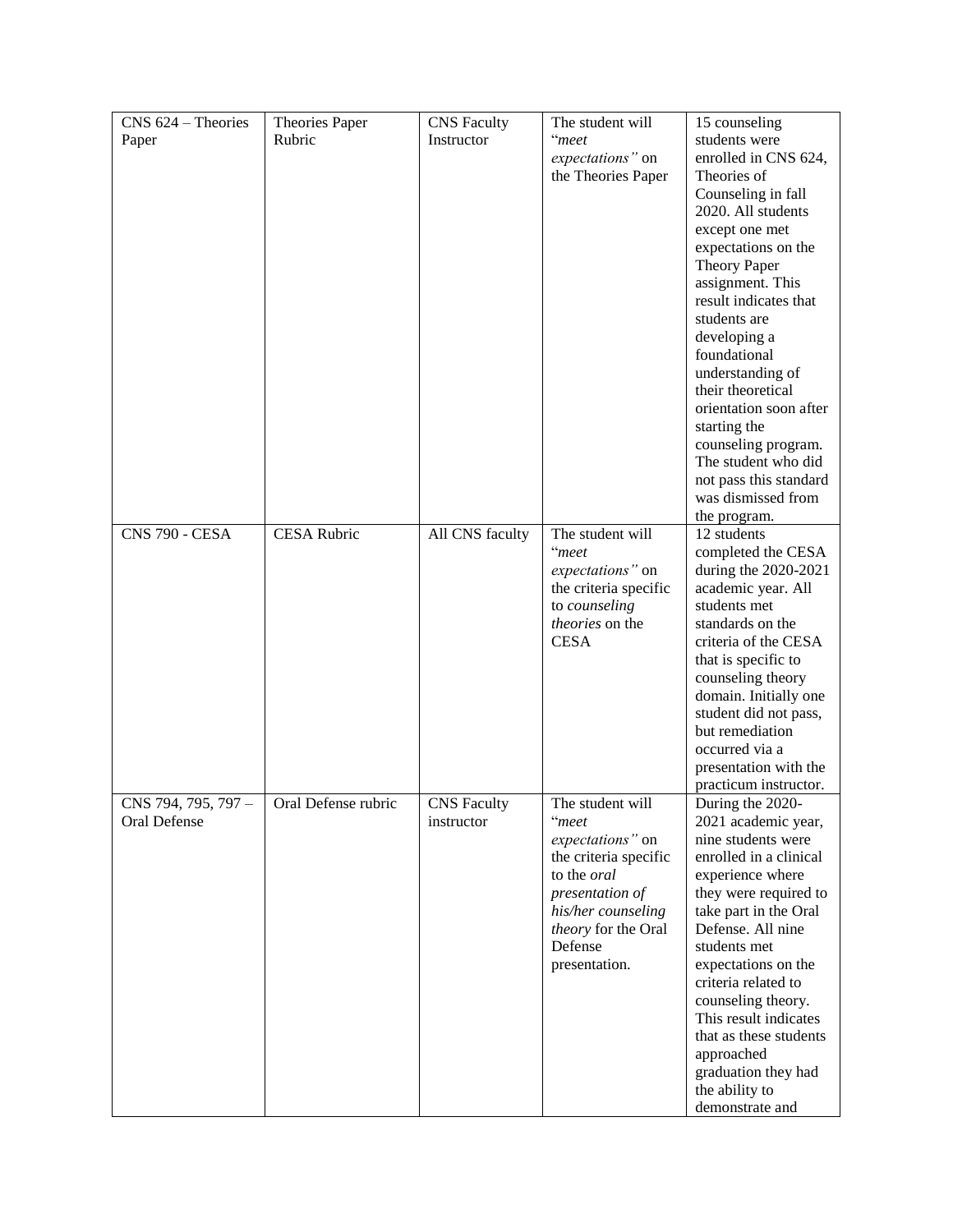| CNS 624 – Theories Paper | Theories Paper Rubric | CNS Faculty Instructor | The student will "*meet expectations"* on the Theories Paper | 15 counseling students were enrolled in CNS 624, Theories of Counseling in fall 2020. All students except one met expectations on the Theory Paper assignment. This result indicates that students are developing a foundational understanding of their theoretical orientation soon after starting the counseling program. The student who did not pass this standard was dismissed from the program. |
|---|---|---|---|---|
| CNS 790 - CESA | CESA Rubric | All CNS faculty | The student will "*meet expectations"* on the criteria specific to *counseling theories* on the CESA | 12 students completed the CESA during the 2020-2021 academic year. All students met standards on the criteria of the CESA that is specific to counseling theory domain. Initially one student did not pass, but remediation occurred via a presentation with the practicum instructor. |
| CNS 794, 795, 797 – Oral Defense | Oral Defense rubric | CNS Faculty instructor | The student will "*meet expectations"* on the criteria specific to the *oral presentation of his/her counseling theory* for the Oral Defense presentation. | During the 2020-2021 academic year, nine students were enrolled in a clinical experience where they were required to take part in the Oral Defense. All nine students met expectations on the criteria related to counseling theory. This result indicates that as these students approached graduation they had the ability to demonstrate and |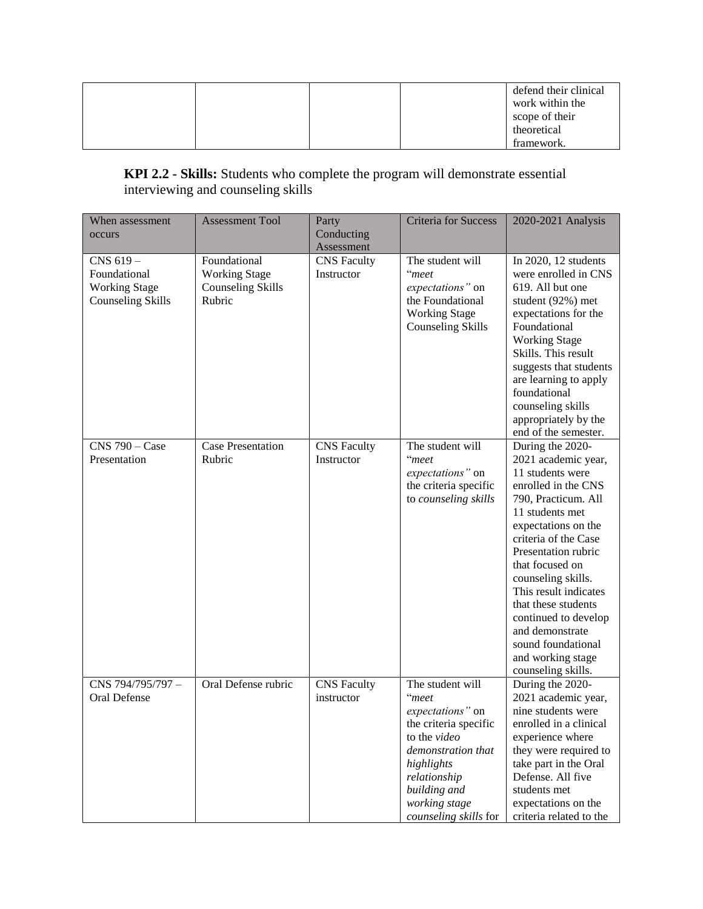|  |  |  |  | defend their clinical work within the scope of their theoretical framework. |
|---|---|---|---|---|

**KPI 2.2 - Skills:** Students who complete the program will demonstrate essential interviewing and counseling skills

| When assessment occurs | Assessment Tool | Party Conducting Assessment | Criteria for Success | 2020-2021 Analysis |
|---|---|---|---|---|
| CNS 619 – Foundational Working Stage Counseling Skills | Foundational Working Stage Counseling Skills Rubric | CNS Faculty Instructor | The student will "*meet expectations"* on the Foundational Working Stage Counseling Skills | In 2020, 12 students were enrolled in CNS 619. All but one student (92%) met expectations for the Foundational Working Stage Skills. This result suggests that students are learning to apply foundational counseling skills appropriately by the end of the semester. |
| CNS 790 – Case Presentation | Case Presentation Rubric | CNS Faculty Instructor | The student will "*meet expectations"* on the criteria specific to *counseling skills* | During the 2020-2021 academic year, 11 students were enrolled in the CNS 790, Practicum. All 11 students met expectations on the criteria of the Case Presentation rubric that focused on counseling skills. This result indicates that these students continued to develop and demonstrate sound foundational and working stage counseling skills. |
| CNS 794/795/797 – Oral Defense | Oral Defense rubric | CNS Faculty instructor | The student will "*meet expectations"* on the criteria specific to the *video demonstration that highlights relationship building and working stage counseling skills* for | During the 2020-2021 academic year, nine students were enrolled in a clinical experience where they were required to take part in the Oral Defense. All five students met expectations on the criteria related to the |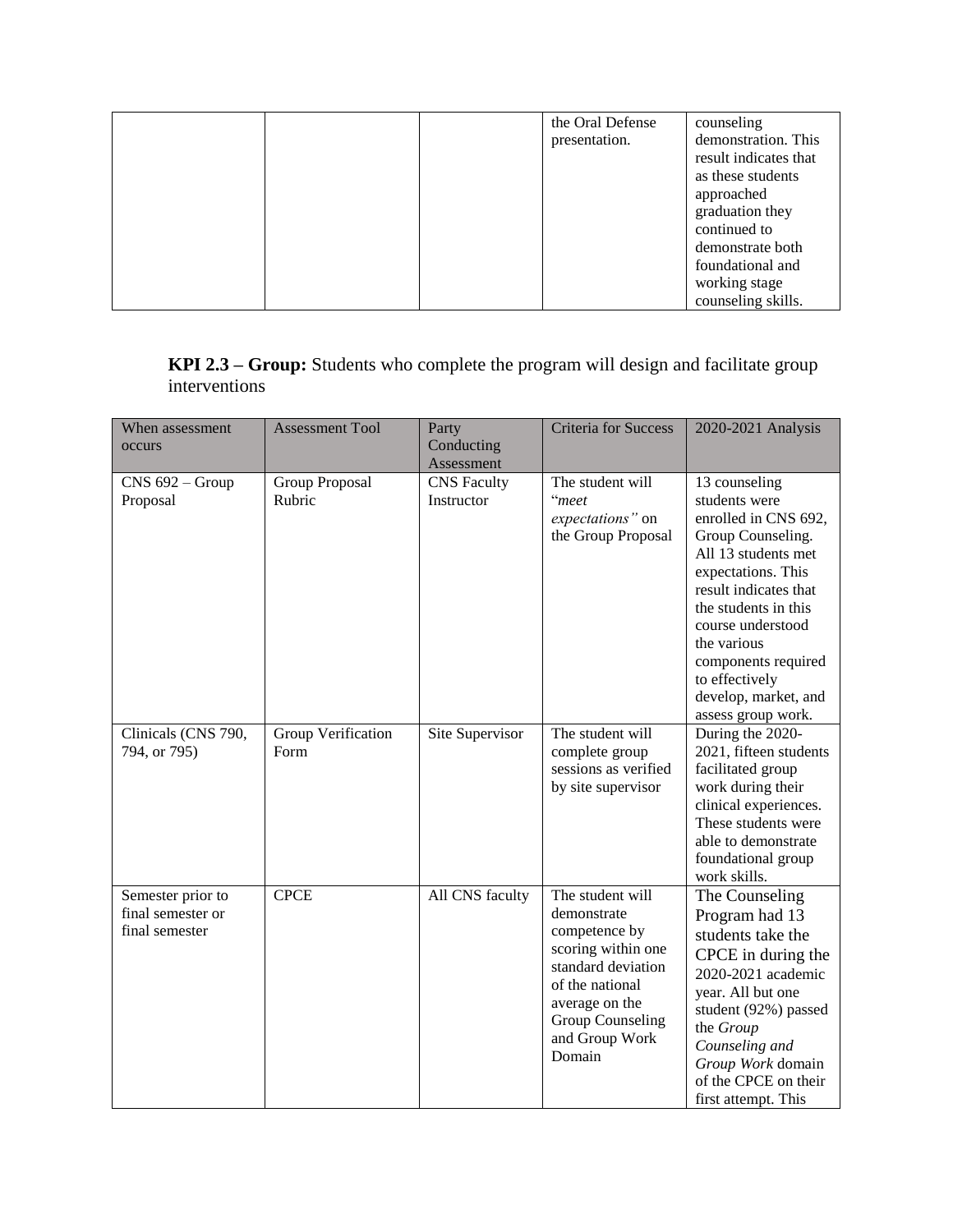|  |  |  | the Oral Defense presentation. | counseling demonstration. This result indicates that as these students approached graduation they continued to demonstrate both foundational and working stage counseling skills. |
|---|---|---|---|---|

**KPI 2.3 – Group:** Students who complete the program will design and facilitate group interventions

| When assessment occurs | Assessment Tool | Party Conducting Assessment | Criteria for Success | 2020-2021 Analysis |
|---|---|---|---|---|
| CNS 692 – Group Proposal | Group Proposal Rubric | CNS Faculty Instructor | The student will "*meet expectations"* on the Group Proposal | 13 counseling students were enrolled in CNS 692, Group Counseling. All 13 students met expectations. This result indicates that the students in this course understood the various components required to effectively develop, market, and assess group work. |
| Clinicals (CNS 790, 794, or 795) | Group Verification Form | Site Supervisor | The student will complete group sessions as verified by site supervisor | During the 2020-2021, fifteen students facilitated group work during their clinical experiences. These students were able to demonstrate foundational group work skills. |
| Semester prior to final semester or final semester | CPCE | All CNS faculty | The student will demonstrate competence by scoring within one standard deviation of the national average on the Group Counseling and Group Work Domain | The Counseling Program had 13 students take the CPCE in during the 2020-2021 academic year. All but one student (92%) passed the *Group Counseling and Group Work* domain of the CPCE on their first attempt. This |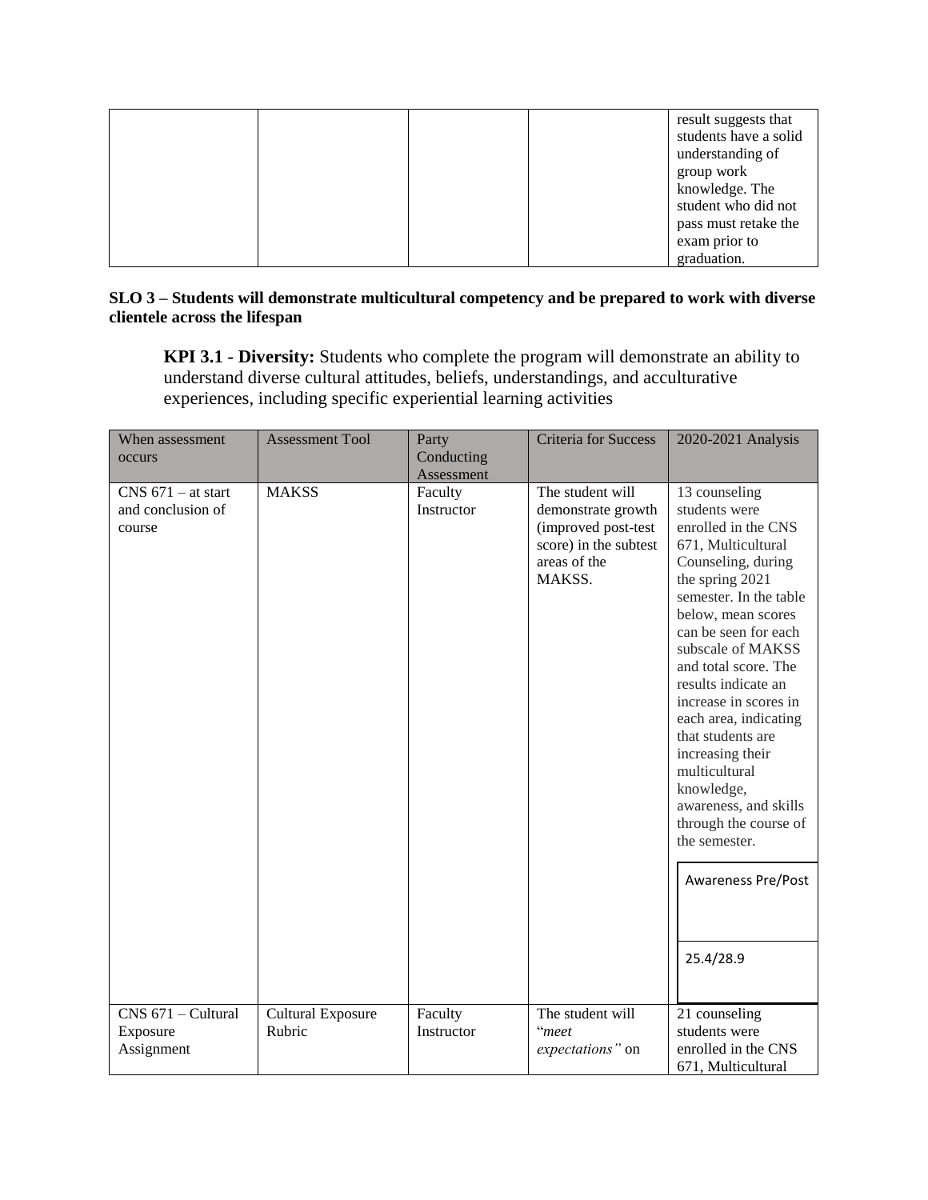| | | | | result suggests that students have a solid understanding of group work knowledge. The student who did not pass must retake the exam prior to graduation. |
|---|---|---|---|---|

**SLO 3 – Students will demonstrate multicultural competency and be prepared to work with diverse clientele across the lifespan**

**KPI 3.1 - Diversity:** Students who complete the program will demonstrate an ability to understand diverse cultural attitudes, beliefs, understandings, and acculturative experiences, including specific experiential learning activities

| When assessment occurs | Assessment Tool | Party Conducting Assessment | Criteria for Success | 2020-2021 Analysis |
|---|---|---|---|---|
| CNS 671 – at start and conclusion of course | MAKSS | Faculty Instructor | The student will demonstrate growth (improved post-test score) in the subtest areas of the MAKSS. | 13 counseling students were enrolled in the CNS 671, Multicultural Counseling, during the spring 2021 semester. In the table below, mean scores can be seen for each subscale of MAKSS and total score. The results indicate an increase in scores in each area, indicating that students are increasing their multicultural knowledge, awareness, and skills through the course of the semester. Awareness Pre/Post: 25.4/28.9 |
| CNS 671 – Cultural Exposure Assignment | Cultural Exposure Rubric | Faculty Instructor | The student will "*meet expectations"* on | 21 counseling students were enrolled in the CNS 671, Multicultural |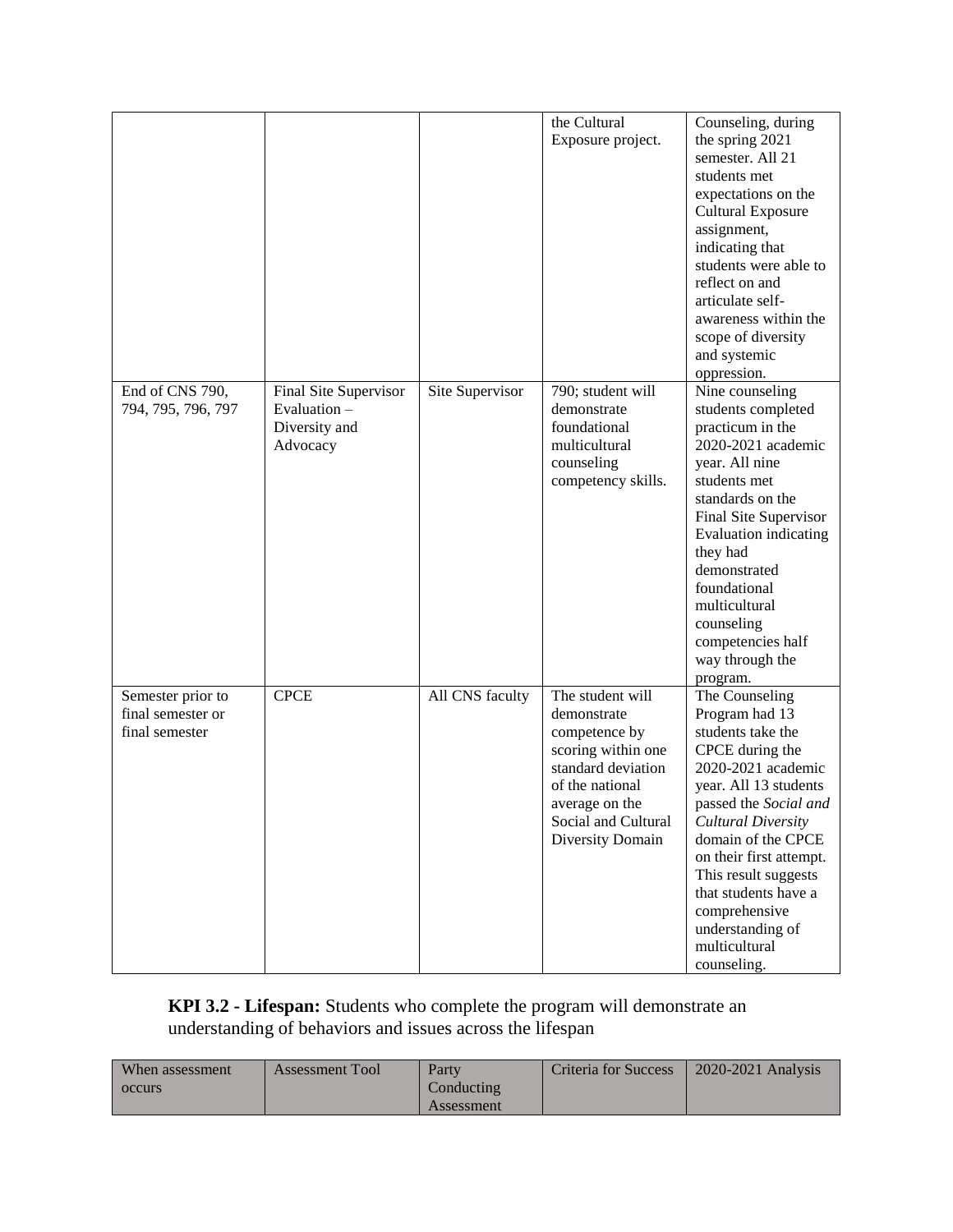| | | | the Cultural Exposure project. | Counseling, during the spring 2021 semester. All 21 students met expectations on the Cultural Exposure assignment, indicating that students were able to reflect on and articulate self-awareness within the scope of diversity and systemic oppression. |
|---|---|---|---|---|
| End of CNS 790, 794, 795, 796, 797 | Final Site Supervisor Evaluation – Diversity and Advocacy | Site Supervisor | 790; student will demonstrate foundational multicultural counseling competency skills. | Nine counseling students completed practicum in the 2020-2021 academic year. All nine students met standards on the Final Site Supervisor Evaluation indicating they had demonstrated foundational multicultural counseling competencies half way through the program. |
| Semester prior to final semester or final semester | CPCE | All CNS faculty | The student will demonstrate competence by scoring within one standard deviation of the national average on the Social and Cultural Diversity Domain | The Counseling Program had 13 students take the CPCE during the 2020-2021 academic year. All 13 students passed the *Social and Cultural Diversity* domain of the CPCE on their first attempt. This result suggests that students have a comprehensive understanding of multicultural counseling. |

**KPI 3.2 - Lifespan:** Students who complete the program will demonstrate an understanding of behaviors and issues across the lifespan

| When assessment occurs | Assessment Tool | Party Conducting Assessment | Criteria for Success | 2020-2021 Analysis |
|---|---|---|---|---|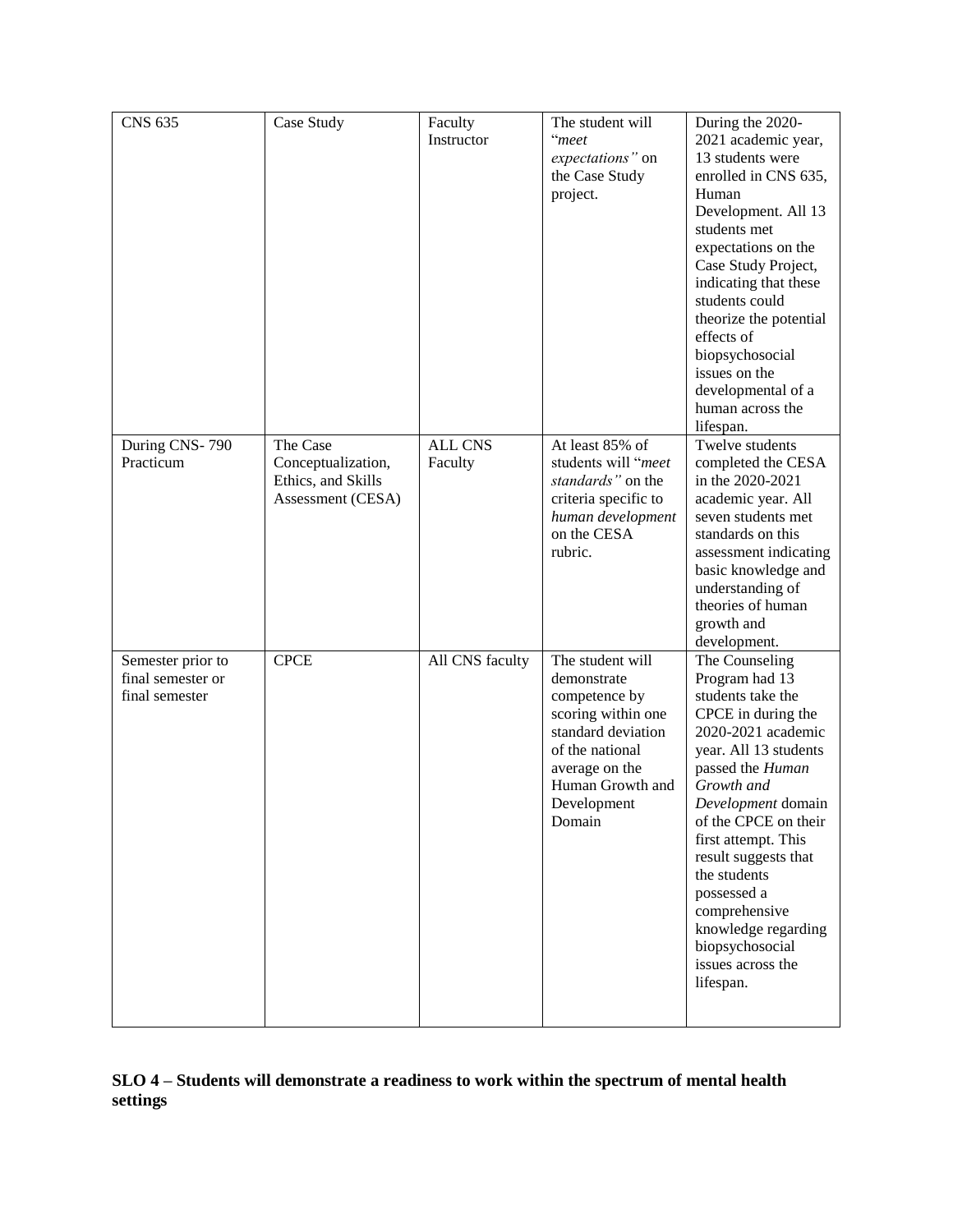| CNS 635 | Case Study | Faculty Instructor | The student will "*meet expectations"* on the Case Study project. | During the 2020-2021 academic year, 13 students were enrolled in CNS 635, Human Development. All 13 students met expectations on the Case Study Project, indicating that these students could theorize the potential effects of biopsychosocial issues on the developmental of a human across the lifespan. |
|---|---|---|---|---|
| During CNS- 790 Practicum | The Case Conceptualization, Ethics, and Skills Assessment (CESA) | ALL CNS Faculty | At least 85% of students will "*meet standards"* on the criteria specific to *human development* on the CESA rubric. | Twelve students completed the CESA in the 2020-2021 academic year. All seven students met standards on this assessment indicating basic knowledge and understanding of theories of human growth and development. |
| Semester prior to final semester or final semester | CPCE | All CNS faculty | The student will demonstrate competence by scoring within one standard deviation of the national average on the Human Growth and Development Domain | The Counseling Program had 13 students take the CPCE in during the 2020-2021 academic year. All 13 students passed the *Human Growth and Development* domain of the CPCE on their first attempt. This result suggests that the students possessed a comprehensive knowledge regarding biopsychosocial issues across the lifespan. |

**SLO 4 – Students will demonstrate a readiness to work within the spectrum of mental health settings**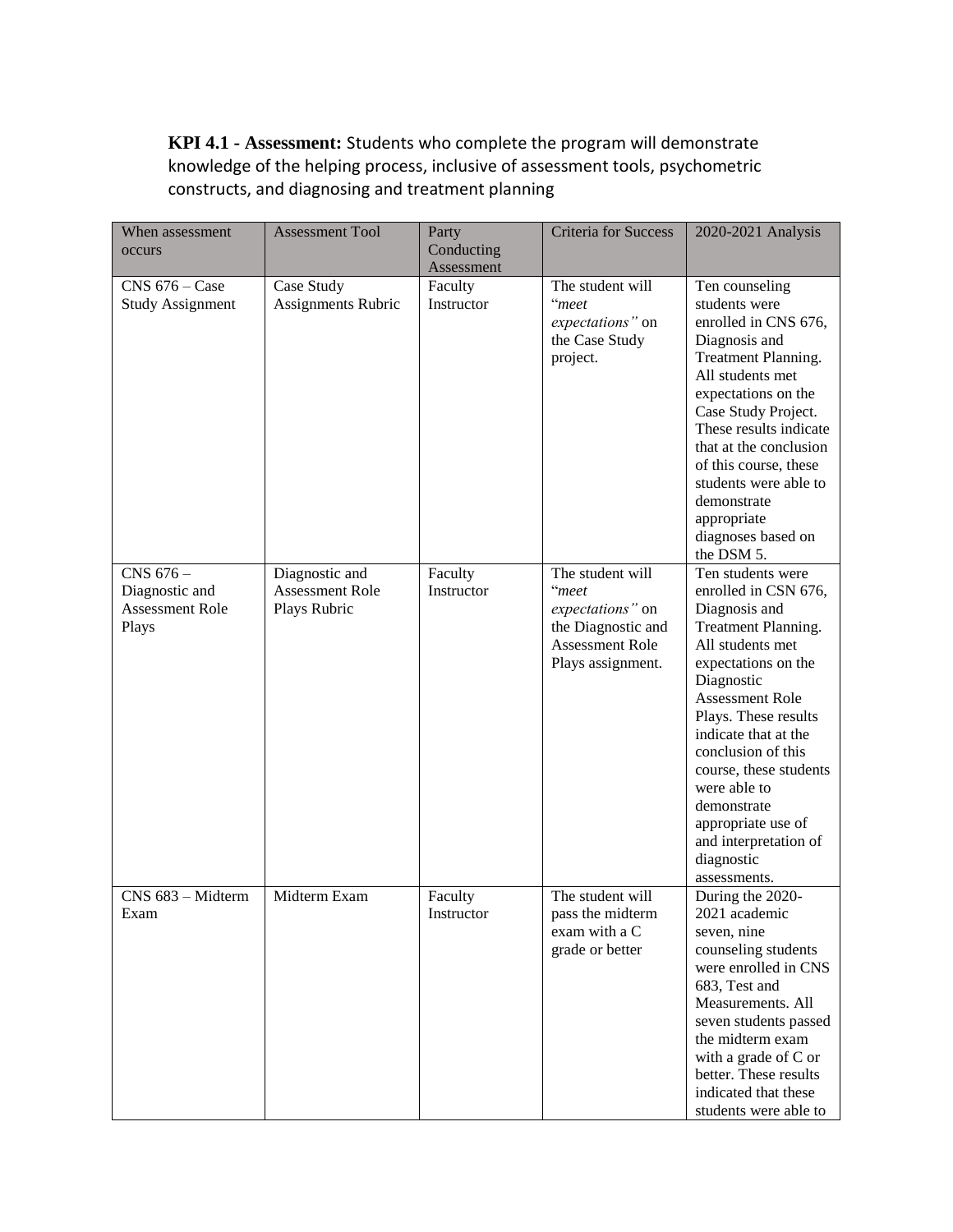**KPI 4.1 - Assessment:** Students who complete the program will demonstrate knowledge of the helping process, inclusive of assessment tools, psychometric constructs, and diagnosing and treatment planning

| When assessment occurs | Assessment Tool | Party Conducting Assessment | Criteria for Success | 2020-2021 Analysis |
|---|---|---|---|---|
| CNS 676 – Case Study Assignment | Case Study Assignments Rubric | Faculty Instructor | The student will "*meet expectations"* on the Case Study project. | Ten counseling students were enrolled in CNS 676, Diagnosis and Treatment Planning. All students met expectations on the Case Study Project. These results indicate that at the conclusion of this course, these students were able to demonstrate appropriate diagnoses based on the DSM 5. |
| CNS 676 – Diagnostic and Assessment Role Plays | Diagnostic and Assessment Role Plays Rubric | Faculty Instructor | The student will "*meet expectations"* on the Diagnostic and Assessment Role Plays assignment. | Ten students were enrolled in CSN 676, Diagnosis and Treatment Planning. All students met expectations on the Diagnostic Assessment Role Plays. These results indicate that at the conclusion of this course, these students were able to demonstrate appropriate use of and interpretation of diagnostic assessments. |
| CNS 683 – Midterm Exam | Midterm Exam | Faculty Instructor | The student will pass the midterm exam with a C grade or better | During the 2020-2021 academic seven, nine counseling students were enrolled in CNS 683, Test and Measurements. All seven students passed the midterm exam with a grade of C or better. These results indicated that these students were able to |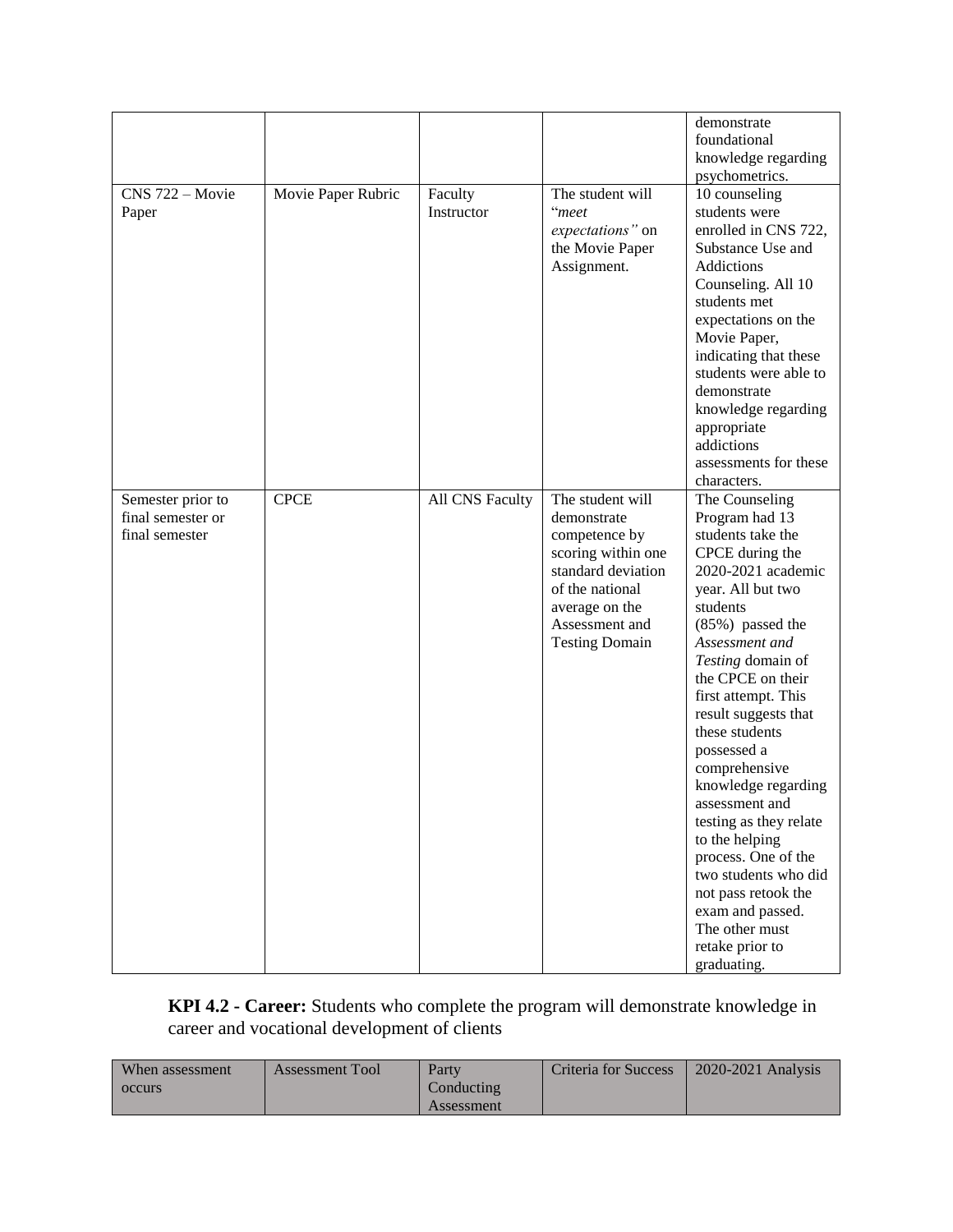| | | | | demonstrate foundational knowledge regarding psychometrics. |
|---|---|---|---|---|
| CNS 722 – Movie Paper | Movie Paper Rubric | Faculty Instructor | The student will "*meet expectations"* on the Movie Paper Assignment. | 10 counseling students were enrolled in CNS 722, Substance Use and Addictions Counseling. All 10 students met expectations on the Movie Paper, indicating that these students were able to demonstrate knowledge regarding appropriate addictions assessments for these characters. |
| Semester prior to final semester or final semester | CPCE | All CNS Faculty | The student will demonstrate competence by scoring within one standard deviation of the national average on the Assessment and Testing Domain | The Counseling Program had 13 students take the CPCE during the 2020-2021 academic year. All but two students (85%) passed the *Assessment and Testing* domain of the CPCE on their first attempt. This result suggests that these students possessed a comprehensive knowledge regarding assessment and testing as they relate to the helping process. One of the two students who did not pass retook the exam and passed. The other must retake prior to graduating. |

**KPI 4.2 - Career:** Students who complete the program will demonstrate knowledge in career and vocational development of clients

| When assessment occurs | Assessment Tool | Party Conducting Assessment | Criteria for Success | 2020-2021 Analysis |
|---|---|---|---|---|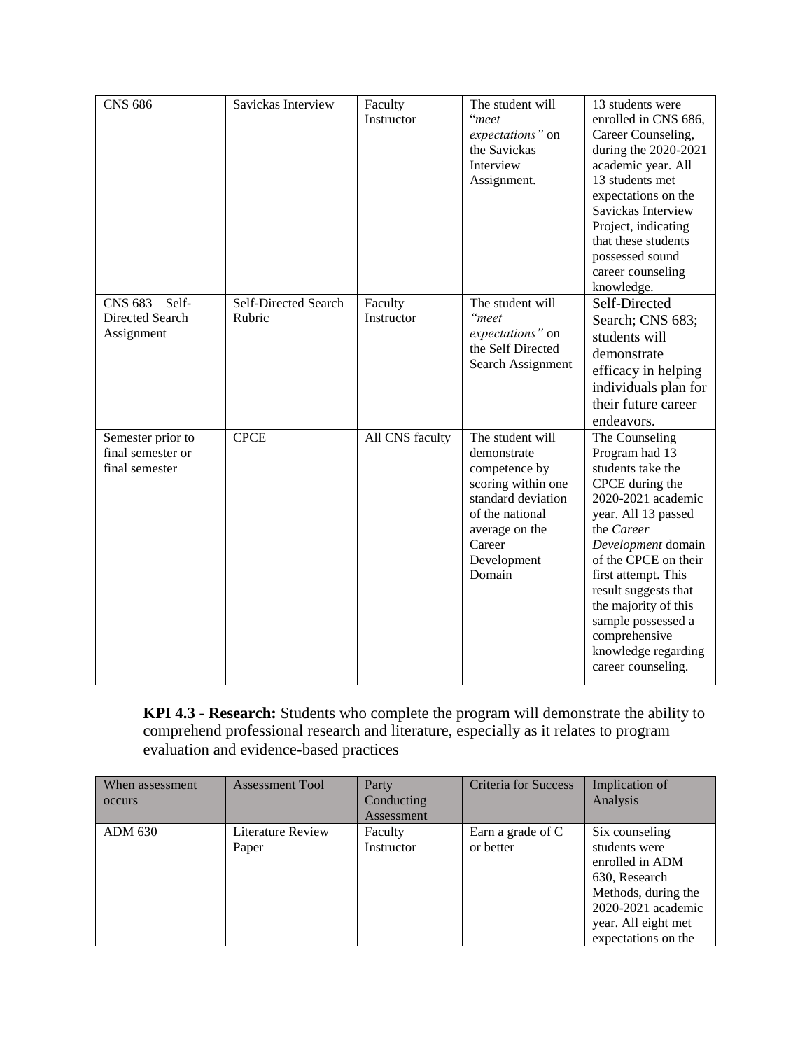| CNS 686 | Savickas Interview | Faculty Instructor | The student will "*meet expectations"* on the Savickas Interview Assignment. | 13 students were enrolled in CNS 686, Career Counseling, during the 2020-2021 academic year. All 13 students met expectations on the Savickas Interview Project, indicating that these students possessed sound career counseling knowledge. |
|---|---|---|---|---|
| CNS 683 – Self-Directed Search Assignment | Self-Directed Search Rubric | Faculty Instructor | The student will *"meet expectations"* on the Self Directed Search Assignment | Self-Directed Search; CNS 683; students will demonstrate efficacy in helping individuals plan for their future career endeavors. |
| Semester prior to final semester or final semester | CPCE | All CNS faculty | The student will demonstrate competence by scoring within one standard deviation of the national average on the Career Development Domain | The Counseling Program had 13 students take the CPCE during the 2020-2021 academic year. All 13 passed the *Career Development* domain of the CPCE on their first attempt. This result suggests that the majority of this sample possessed a comprehensive knowledge regarding career counseling. |

**KPI 4.3 - Research:** Students who complete the program will demonstrate the ability to comprehend professional research and literature, especially as it relates to program evaluation and evidence-based practices

| When assessment occurs | Assessment Tool | Party Conducting Assessment | Criteria for Success | Implication of Analysis |
|---|---|---|---|---|
| ADM 630 | Literature Review Paper | Faculty Instructor | Earn a grade of C or better | Six counseling students were enrolled in ADM 630, Research Methods, during the 2020-2021 academic year. All eight met expectations on the |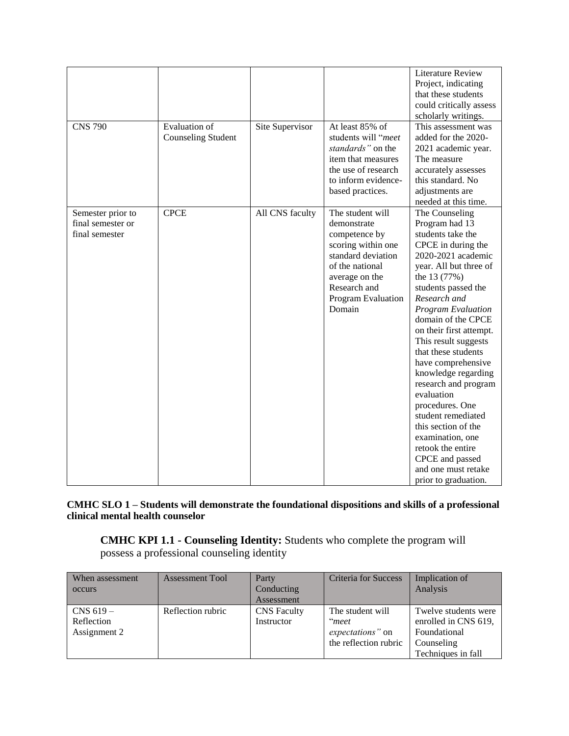| | | | | Literature Review Project, indicating that these students could critically assess scholarly writings. |
|---|---|---|---|---|
| CNS 790 | Evaluation of Counseling Student | Site Supervisor | At least 85% of students will "*meet standards"* on the item that measures the use of research to inform evidence-based practices. | This assessment was added for the 2020-2021 academic year. The measure accurately assesses this standard. No adjustments are needed at this time. |
| Semester prior to final semester or final semester | CPCE | All CNS faculty | The student will demonstrate competence by scoring within one standard deviation of the national average on the Research and Program Evaluation Domain | The Counseling Program had 13 students take the CPCE in during the 2020-2021 academic year. All but three of the 13 (77%) students passed the *Research and Program Evaluation* domain of the CPCE on their first attempt. This result suggests that these students have comprehensive knowledge regarding research and program evaluation procedures. One student remediated this section of the examination, one retook the entire CPCE and passed and one must retake prior to graduation. |

**CMHC SLO 1 – Students will demonstrate the foundational dispositions and skills of a professional clinical mental health counselor**

**CMHC KPI 1.1 - Counseling Identity:** Students who complete the program will possess a professional counseling identity

| When assessment occurs | Assessment Tool | Party Conducting Assessment | Criteria for Success | Implication of Analysis |
|---|---|---|---|---|
| CNS 619 – Reflection Assignment 2 | Reflection rubric | CNS Faculty Instructor | The student will "*meet expectations"* on the reflection rubric | Twelve students were enrolled in CNS 619, Foundational Counseling Techniques in fall |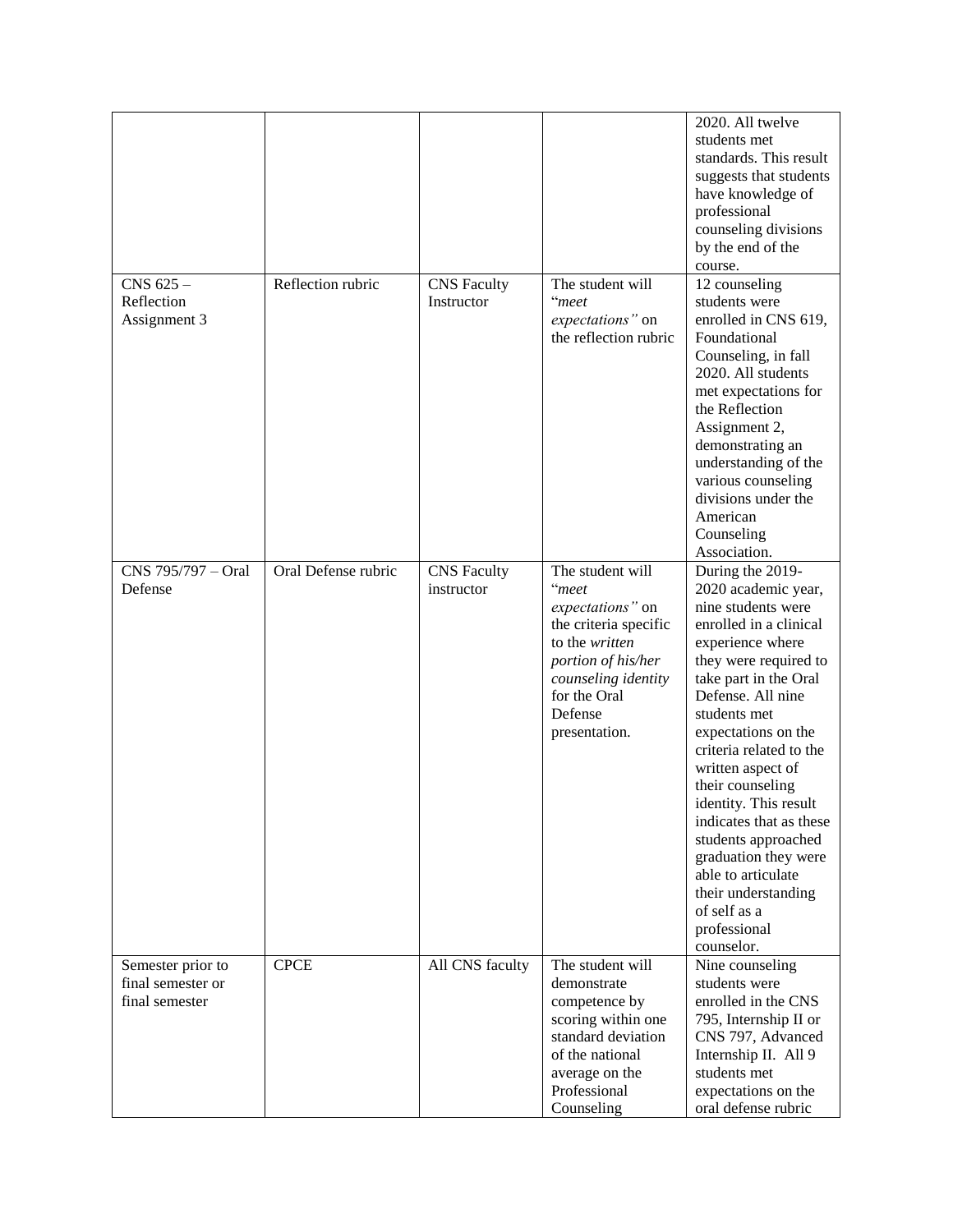| | | | | |
|---|---|---|---|---|
| | | | | 2020. All twelve students met standards. This result suggests that students have knowledge of professional counseling divisions by the end of the course. |
| CNS 625 – Reflection Assignment 3 | Reflection rubric | CNS Faculty Instructor | The student will "*meet expectations"* on the reflection rubric | 12 counseling students were enrolled in CNS 619, Foundational Counseling, in fall 2020. All students met expectations for the Reflection Assignment 2, demonstrating an understanding of the various counseling divisions under the American Counseling Association. |
| CNS 795/797 – Oral Defense | Oral Defense rubric | CNS Faculty instructor | The student will "*meet expectations"* on the criteria specific to the *written portion of his/her counseling identity* for the Oral Defense presentation. | During the 2019-2020 academic year, nine students were enrolled in a clinical experience where they were required to take part in the Oral Defense. All nine students met expectations on the criteria related to the written aspect of their counseling identity. This result indicates that as these students approached graduation they were able to articulate their understanding of self as a professional counselor. |
| Semester prior to final semester or final semester | CPCE | All CNS faculty | The student will demonstrate competence by scoring within one standard deviation of the national average on the Professional Counseling | Nine counseling students were enrolled in the CNS 795, Internship II or CNS 797, Advanced Internship II. All 9 students met expectations on the oral defense rubric |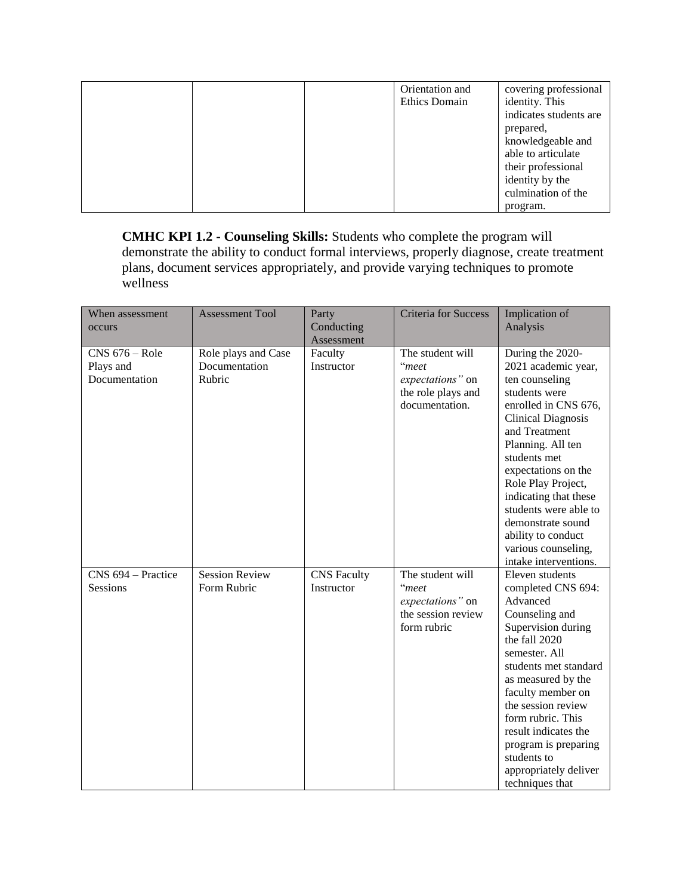|  |  |  | Orientation and Ethics Domain | covering professional identity. This indicates students are prepared, knowledgeable and able to articulate their professional identity by the culmination of the program. |
|---|---|---|---|---|

**CMHC KPI 1.2 - Counseling Skills:** Students who complete the program will demonstrate the ability to conduct formal interviews, properly diagnose, create treatment plans, document services appropriately, and provide varying techniques to promote wellness

| When assessment occurs | Assessment Tool | Party Conducting Assessment | Criteria for Success | Implication of Analysis |
|---|---|---|---|---|
| CNS 676 – Role Plays and Documentation | Role plays and Case Documentation Rubric | Faculty Instructor | The student will "*meet expectations"* on the role plays and documentation. | During the 2020-2021 academic year, ten counseling students were enrolled in CNS 676, Clinical Diagnosis and Treatment Planning. All ten students met expectations on the Role Play Project, indicating that these students were able to demonstrate sound ability to conduct various counseling, intake interventions. |
| CNS 694 – Practice Sessions | Session Review Form Rubric | CNS Faculty Instructor | The student will "*meet expectations"* on the session review form rubric | Eleven students completed CNS 694: Advanced Counseling and Supervision during the fall 2020 semester. All students met standard as measured by the faculty member on the session review form rubric. This result indicates the program is preparing students to appropriately deliver techniques that |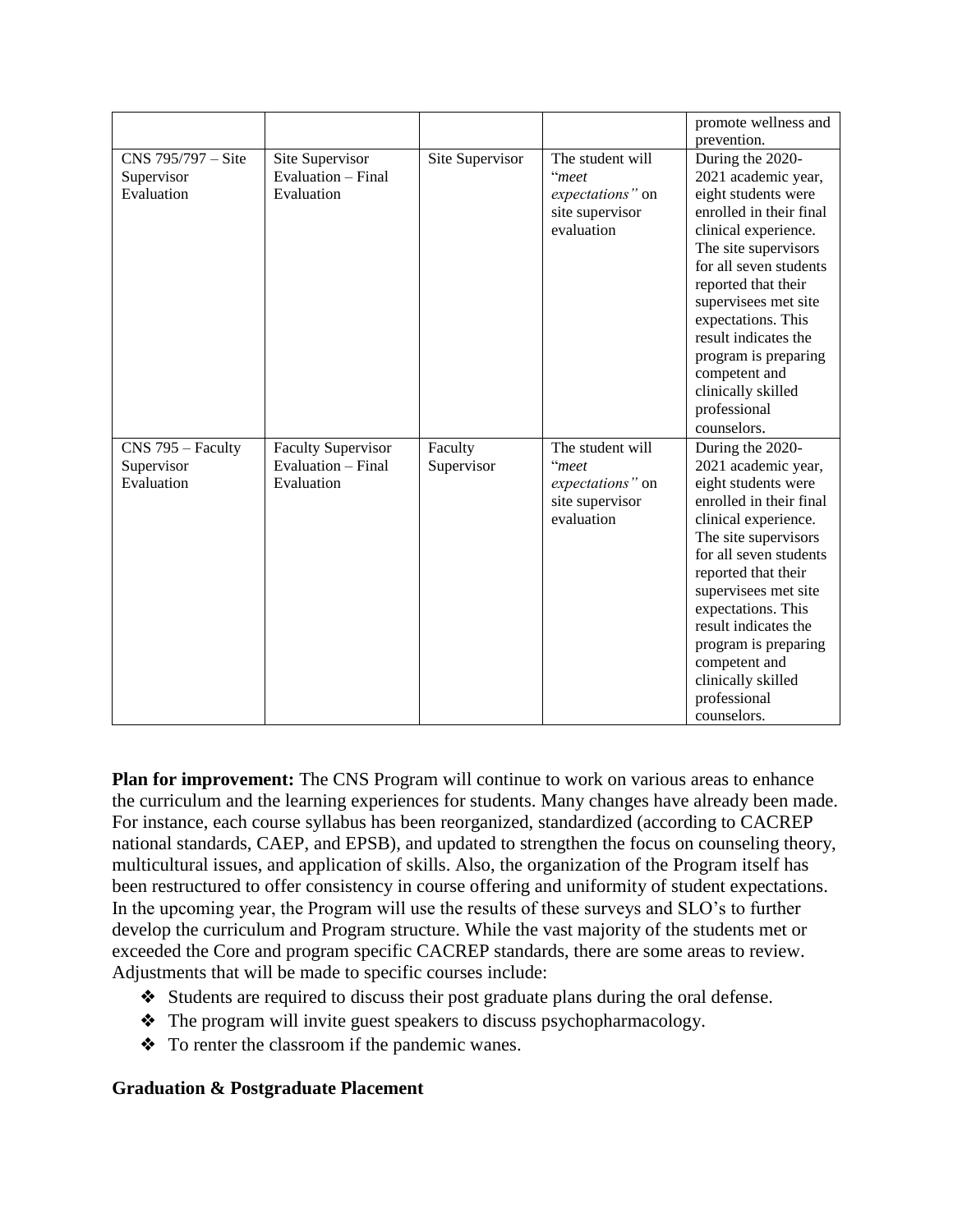| | | | | promote wellness and prevention. |
|---|---|---|---|---|
| CNS 795/797 – Site Supervisor Evaluation | Site Supervisor Evaluation – Final Evaluation | Site Supervisor | The student will "*meet expectations"* on site supervisor evaluation | During the 2020-2021 academic year, eight students were enrolled in their final clinical experience. The site supervisors for all seven students reported that their supervisees met site expectations. This result indicates the program is preparing competent and clinically skilled professional counselors. |
| CNS 795 – Faculty Supervisor Evaluation | Faculty Supervisor Evaluation – Final Evaluation | Faculty Supervisor | The student will "*meet expectations"* on site supervisor evaluation | During the 2020-2021 academic year, eight students were enrolled in their final clinical experience. The site supervisors for all seven students reported that their supervisees met site expectations. This result indicates the program is preparing competent and clinically skilled professional counselors. |

**Plan for improvement:** The CNS Program will continue to work on various areas to enhance the curriculum and the learning experiences for students. Many changes have already been made. For instance, each course syllabus has been reorganized, standardized (according to CACREP national standards, CAEP, and EPSB), and updated to strengthen the focus on counseling theory, multicultural issues, and application of skills. Also, the organization of the Program itself has been restructured to offer consistency in course offering and uniformity of student expectations. In the upcoming year, the Program will use the results of these surveys and SLO's to further develop the curriculum and Program structure. While the vast majority of the students met or exceeded the Core and program specific CACREP standards, there are some areas to review. Adjustments that will be made to specific courses include:

- Students are required to discuss their post graduate plans during the oral defense.
- The program will invite guest speakers to discuss psychopharmacology.
- To renter the classroom if the pandemic wanes.

**Graduation & Postgraduate Placement**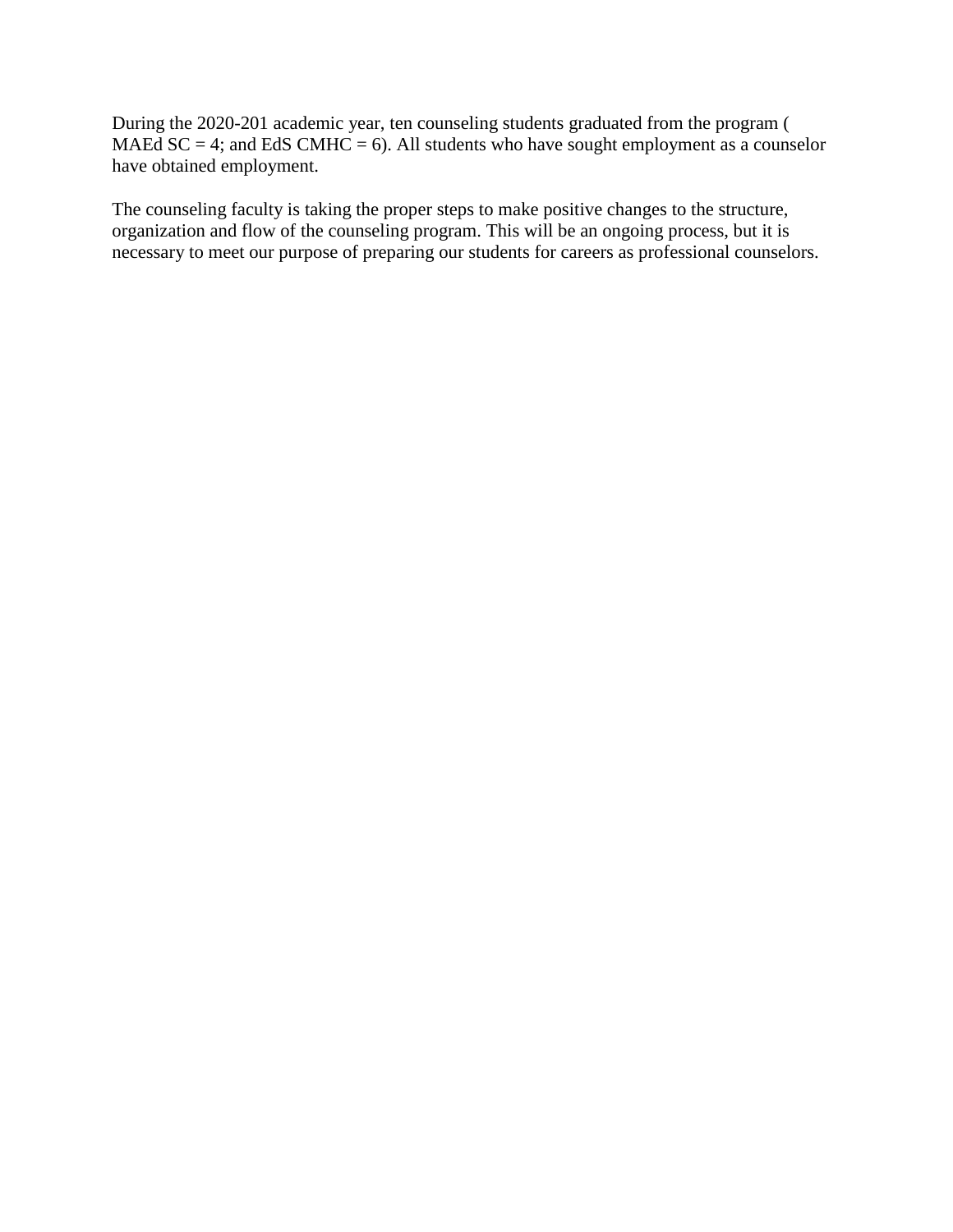During the 2020-201 academic year, ten counseling students graduated from the program ( MAEd SC = 4; and EdS CMHC = 6). All students who have sought employment as a counselor have obtained employment.

The counseling faculty is taking the proper steps to make positive changes to the structure, organization and flow of the counseling program. This will be an ongoing process, but it is necessary to meet our purpose of preparing our students for careers as professional counselors.